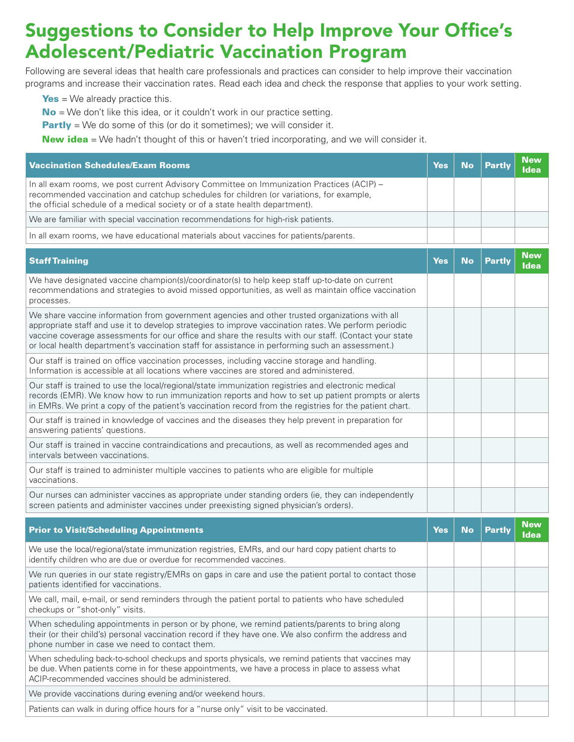# Suggestions to Consider to Help Improve Your Office's Adolescent/Pediatric Vaccination Program

Following are several ideas that health care professionals and practices can consider to help improve their vaccination programs and increase their vaccination rates. Read each idea and check the response that applies to your work setting.

- **Yes** = We already practice this.
- **No** = We don't like this idea, or it couldn't work in our practice setting.
- **Partly** = We do some of this (or do it sometimes); we will consider it.
- **New idea** = We hadn't thought of this or haven't tried incorporating, and we will consider it.

| Vaccination Schedules/Exam Rooms | Yes | No | Partly | New Idea |
|---|---|---|---|---|
| In all exam rooms, we post current Advisory Committee on Immunization Practices (ACIP) – recommended vaccination and catchup schedules for children (or variations, for example, the official schedule of a medical society or of a state health department). | | | | |
| We are familiar with special vaccination recommendations for high-risk patients. | | | | |
| In all exam rooms, we have educational materials about vaccines for patients/parents. | | | | |

| Staff Training | Yes | No | Partly | New Idea |
|---|---|---|---|---|
| We have designated vaccine champion(s)/coordinator(s) to help keep staff up-to-date on current recommendations and strategies to avoid missed opportunities, as well as maintain office vaccination processes. | | | | |
| We share vaccine information from government agencies and other trusted organizations with all appropriate staff and use it to develop strategies to improve vaccination rates. We perform periodic vaccine coverage assessments for our office and share the results with our staff. (Contact your state or local health department's vaccination staff for assistance in performing such an assessment.) | | | | |
| Our staff is trained on office vaccination processes, including vaccine storage and handling. Information is accessible at all locations where vaccines are stored and administered. | | | | |
| Our staff is trained to use the local/regional/state immunization registries and electronic medical records (EMR). We know how to run immunization reports and how to set up patient prompts or alerts in EMRs. We print a copy of the patient's vaccination record from the registries for the patient chart. | | | | |
| Our staff is trained in knowledge of vaccines and the diseases they help prevent in preparation for answering patients' questions. | | | | |
| Our staff is trained in vaccine contraindications and precautions, as well as recommended ages and intervals between vaccinations. | | | | |
| Our staff is trained to administer multiple vaccines to patients who are eligible for multiple vaccinations. | | | | |
| Our nurses can administer vaccines as appropriate under standing orders (ie, they can independently screen patients and administer vaccines under preexisting signed physician's orders). | | | | |

| Prior to Visit/Scheduling Appointments | Yes | No | Partly | New Idea |
|---|---|---|---|---|
| We use the local/regional/state immunization registries, EMRs, and our hard copy patient charts to identify children who are due or overdue for recommended vaccines. | | | | |
| We run queries in our state registry/EMRs on gaps in care and use the patient portal to contact those patients identified for vaccinations. | | | | |
| We call, mail, e-mail, or send reminders through the patient portal to patients who have scheduled checkups or "shot-only" visits. | | | | |
| When scheduling appointments in person or by phone, we remind patients/parents to bring along their (or their child's) personal vaccination record if they have one. We also confirm the address and phone number in case we need to contact them. | | | | |
| When scheduling back-to-school checkups and sports physicals, we remind patients that vaccines may be due. When patients come in for these appointments, we have a process in place to assess what ACIP-recommended vaccines should be administered. | | | | |
| We provide vaccinations during evening and/or weekend hours. | | | | |
| Patients can walk in during office hours for a "nurse only" visit to be vaccinated. | | | | |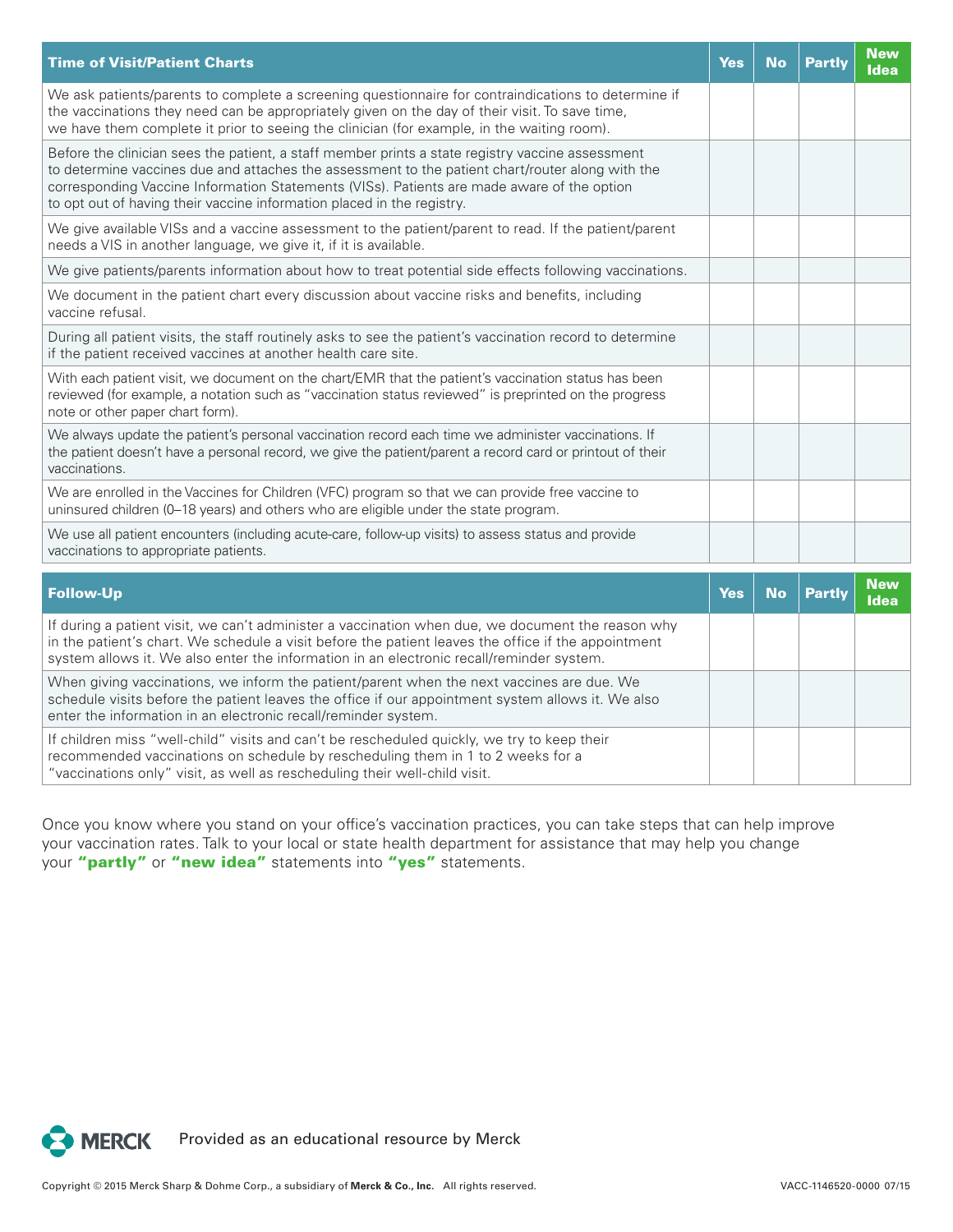| Time of Visit/Patient Charts | Yes | No | Partly | New Idea |
|---|---|---|---|---|
| We ask patients/parents to complete a screening questionnaire for contraindications to determine if the vaccinations they need can be appropriately given on the day of their visit. To save time, we have them complete it prior to seeing the clinician (for example, in the waiting room). | | | | |
| Before the clinician sees the patient, a staff member prints a state registry vaccine assessment to determine vaccines due and attaches the assessment to the patient chart/router along with the corresponding Vaccine Information Statements (VISs). Patients are made aware of the option to opt out of having their vaccine information placed in the registry. | | | | |
| We give available VISs and a vaccine assessment to the patient/parent to read. If the patient/parent needs a VIS in another language, we give it, if it is available. | | | | |
| We give patients/parents information about how to treat potential side effects following vaccinations. | | | | |
| We document in the patient chart every discussion about vaccine risks and benefits, including vaccine refusal. | | | | |
| During all patient visits, the staff routinely asks to see the patient's vaccination record to determine if the patient received vaccines at another health care site. | | | | |
| With each patient visit, we document on the chart/EMR that the patient's vaccination status has been reviewed (for example, a notation such as "vaccination status reviewed" is preprinted on the progress note or other paper chart form). | | | | |
| We always update the patient's personal vaccination record each time we administer vaccinations. If the patient doesn't have a personal record, we give the patient/parent a record card or printout of their vaccinations. | | | | |
| We are enrolled in the Vaccines for Children (VFC) program so that we can provide free vaccine to uninsured children (0–18 years) and others who are eligible under the state program. | | | | |
| We use all patient encounters (including acute-care, follow-up visits) to assess status and provide vaccinations to appropriate patients. | | | | |

| Follow-Up | Yes | No | Partly | New Idea |
|---|---|---|---|---|
| If during a patient visit, we can't administer a vaccination when due, we document the reason why in the patient's chart. We schedule a visit before the patient leaves the office if the appointment system allows it. We also enter the information in an electronic recall/reminder system. | | | | |
| When giving vaccinations, we inform the patient/parent when the next vaccines are due. We schedule visits before the patient leaves the office if our appointment system allows it. We also enter the information in an electronic recall/reminder system. | | | | |
| If children miss "well-child" visits and can't be rescheduled quickly, we try to keep their recommended vaccinations on schedule by rescheduling them in 1 to 2 weeks for a "vaccinations only" visit, as well as rescheduling their well-child visit. | | | | |

Once you know where you stand on your office's vaccination practices, you can take steps that can help improve your vaccination rates. Talk to your local or state health department for assistance that may help you change your **"partly"** or **"new idea"** statements into **"yes"** statements.

MERCK Provided as an educational resource by Merck

Copyright © 2015 Merck Sharp & Dohme Corp., a subsidiary of **Merck & Co., Inc.** All rights reserved. VACC-1146520-0000 07/15